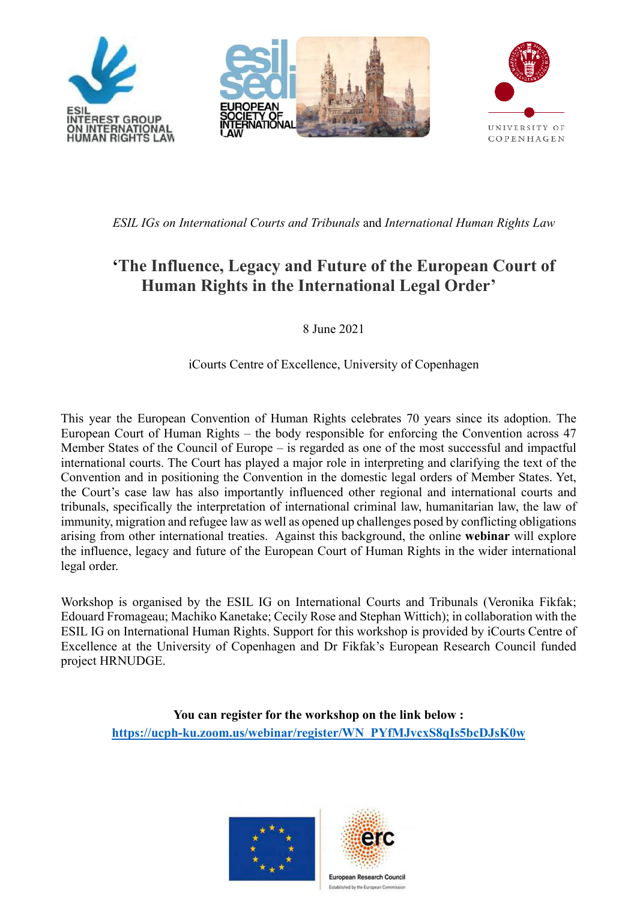*ESIL IGs on International Courts and Tribunals* and *International Human Rights Law*

# 'The Influence, Legacy and Future of the European Court of Human Rights in the International Legal Order'

8 June 2021

iCourts Centre of Excellence, University of Copenhagen

This year the European Convention of Human Rights celebrates 70 years since its adoption. The European Court of Human Rights – the body responsible for enforcing the Convention across 47 Member States of the Council of Europe – is regarded as one of the most successful and impactful international courts. The Court has played a major role in interpreting and clarifying the text of the Convention and in positioning the Convention in the domestic legal orders of Member States. Yet, the Court's case law has also importantly influenced other regional and international courts and tribunals, specifically the interpretation of international criminal law, humanitarian law, the law of immunity, migration and refugee law as well as opened up challenges posed by conflicting obligations arising from other international treaties. Against this background, the online **webinar** will explore the influence, legacy and future of the European Court of Human Rights in the wider international legal order.

Workshop is organised by the ESIL IG on International Courts and Tribunals (Veronika Fikfak; Edouard Fromageau; Machiko Kanetake; Cecily Rose and Stephan Wittich); in collaboration with the ESIL IG on International Human Rights. Support for this workshop is provided by iCourts Centre of Excellence at the University of Copenhagen and Dr Fikfak's European Research Council funded project HRNUDGE.

**You can register for the workshop on the link below :**
**https://ucph-ku.zoom.us/webinar/register/WN_PYfMJvcxS8qIs5bcDJsK0w**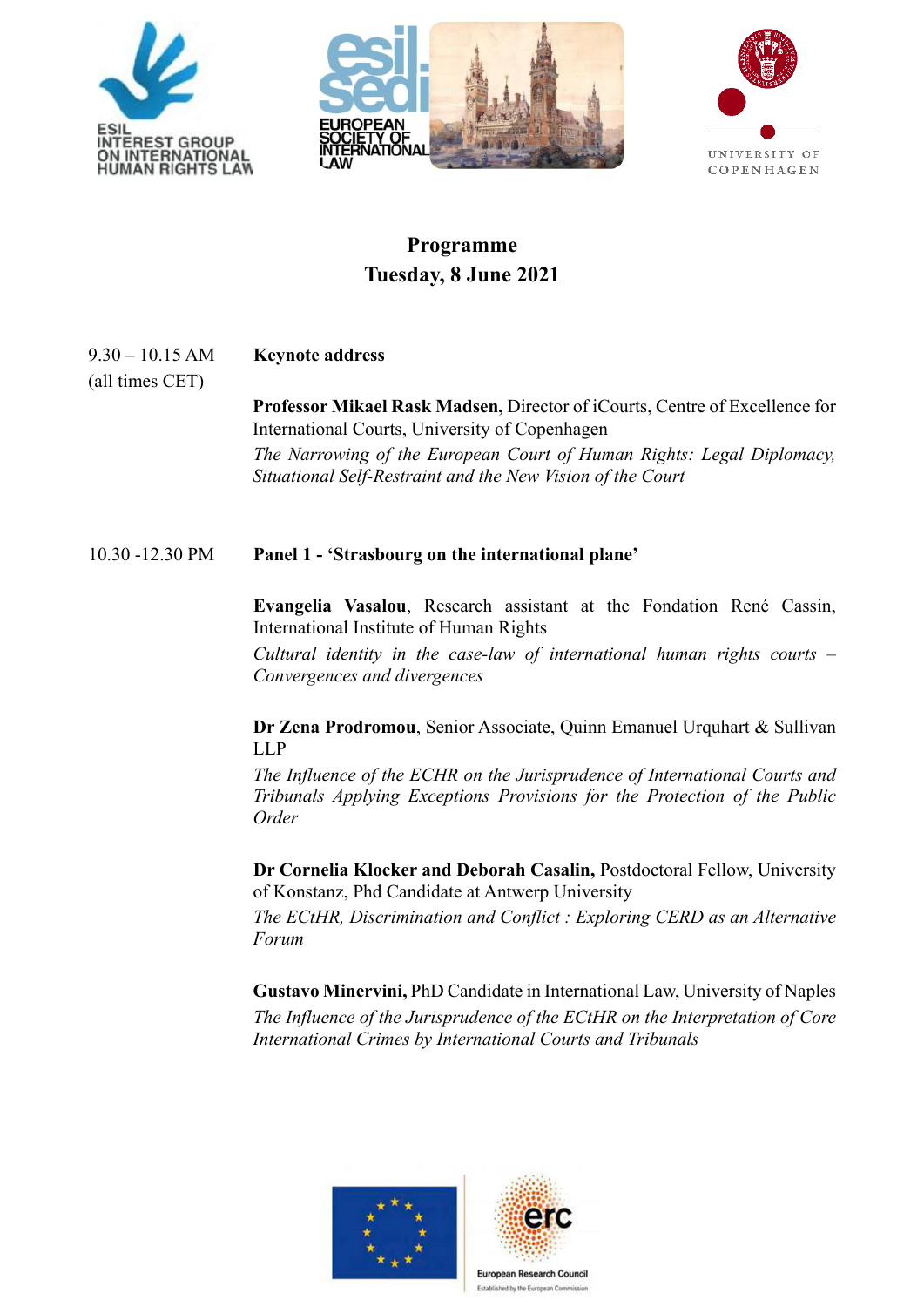## Programme
## Tuesday, 8 June 2021

9.30 – 10.15 AM (all times CET)

**Keynote address**

**Professor Mikael Rask Madsen,** Director of iCourts, Centre of Excellence for International Courts, University of Copenhagen
*The Narrowing of the European Court of Human Rights: Legal Diplomacy, Situational Self-Restraint and the New Vision of the Court*

10.30 -12.30 PM

**Panel 1 - 'Strasbourg on the international plane'**

**Evangelia Vasalou**, Research assistant at the Fondation René Cassin, International Institute of Human Rights
*Cultural identity in the case-law of international human rights courts – Convergences and divergences*

**Dr Zena Prodromou**, Senior Associate, Quinn Emanuel Urquhart & Sullivan LLP
*The Influence of the ECHR on the Jurisprudence of International Courts and Tribunals Applying Exceptions Provisions for the Protection of the Public Order*

**Dr Cornelia Klocker and Deborah Casalin,** Postdoctoral Fellow, University of Konstanz, Phd Candidate at Antwerp University
*The ECtHR, Discrimination and Conflict : Exploring CERD as an Alternative Forum*

**Gustavo Minervini,** PhD Candidate in International Law, University of Naples
*The Influence of the Jurisprudence of the ECtHR on the Interpretation of Core International Crimes by International Courts and Tribunals*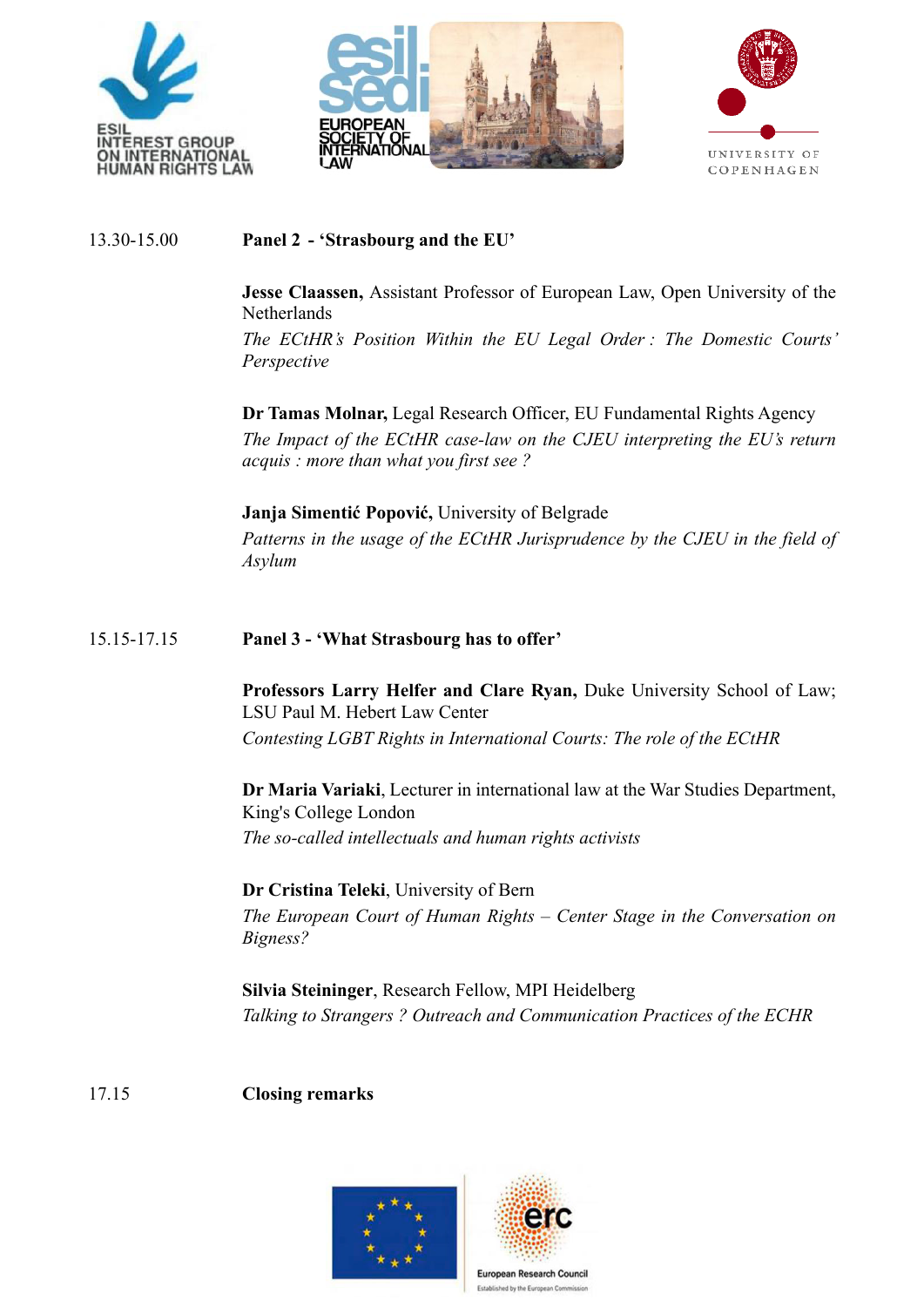ESIL INTEREST GROUP ON INTERNATIONAL HUMAN RIGHTS LAW

EUROPEAN SOCIETY OF INTERNATIONAL LAW

UNIVERSITY OF COPENHAGEN

13.30-15.00 **Panel 2 - 'Strasbourg and the EU'**

**Jesse Claassen,** Assistant Professor of European Law, Open University of the Netherlands
*The ECtHR's Position Within the EU Legal Order : The Domestic Courts' Perspective*

**Dr Tamas Molnar,** Legal Research Officer, EU Fundamental Rights Agency
*The Impact of the ECtHR case-law on the CJEU interpreting the EU's return acquis : more than what you first see ?*

**Janja Simentić Popović,** University of Belgrade
*Patterns in the usage of the ECtHR Jurisprudence by the CJEU in the field of Asylum*

15.15-17.15 **Panel 3 - 'What Strasbourg has to offer'**

**Professors Larry Helfer and Clare Ryan,** Duke University School of Law; LSU Paul M. Hebert Law Center
*Contesting LGBT Rights in International Courts: The role of the ECtHR*

**Dr Maria Variaki**, Lecturer in international law at the War Studies Department, King's College London
*The so-called intellectuals and human rights activists*

**Dr Cristina Teleki**, University of Bern
*The European Court of Human Rights – Center Stage in the Conversation on Bigness?*

**Silvia Steininger**, Research Fellow, MPI Heidelberg
*Talking to Strangers ? Outreach and Communication Practices of the ECHR*

17.15 **Closing remarks**

European Research Council
Established by the European Commission